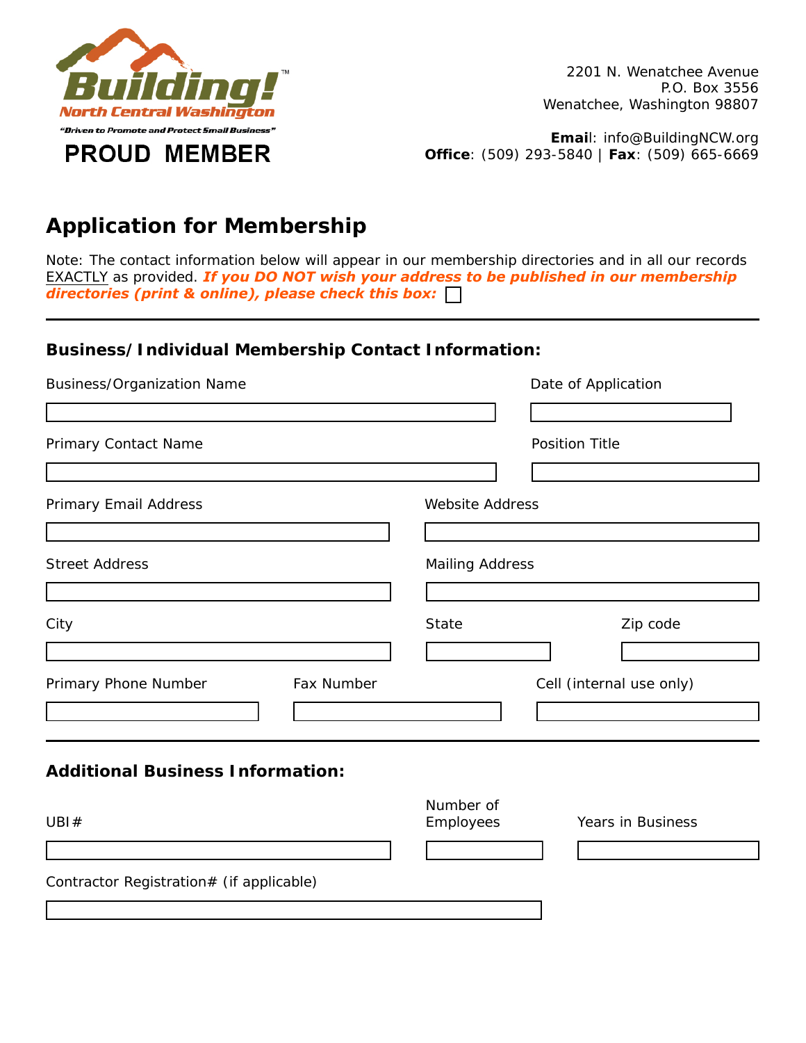**Building!**™
**North Central Washington**
*"Driven to Promote and Protect Small Business"*
**PROUD MEMBER**

2201 N. Wenatchee Avenue
P.O. Box 3556
Wenatchee, Washington 98807

**Email**: info@BuildingNCW.org
**Office**: (509) 293-5840 | **Fax**: (509) 665-6669

# Application for Membership

Note: The contact information below will appear in our membership directories and in all our records EXACTLY as provided. ***If you DO NOT wish your address to be published in our membership directories (print & online), please check this box:*** ☐

---

### Business/Individual Membership Contact Information:

Business/Organization Name ____________________ Date of Application ____________________

Primary Contact Name ____________________ Position Title ____________________

Primary Email Address ____________________ Website Address ____________________

Street Address ____________________ Mailing Address ____________________

City ____________________ State ____________________ Zip code ____________________

Primary Phone Number ____________________ Fax Number ____________________ Cell (internal use only) ____________________

---

### Additional Business Information:

UBI# ____________________ Number of Employees ____________________ Years in Business ____________________

Contractor Registration# (if applicable) ____________________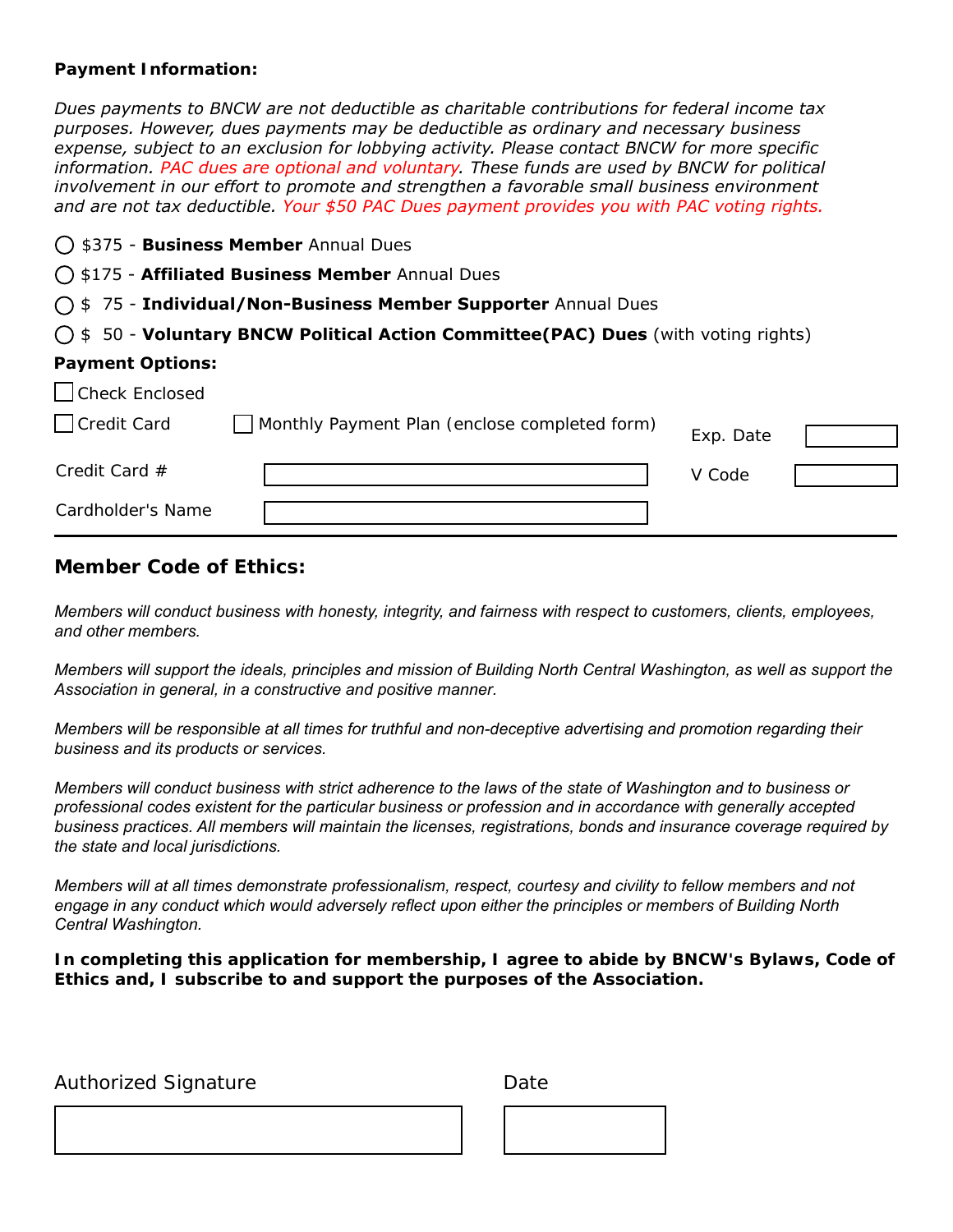**Payment Information:**

*Dues payments to BNCW are not deductible as charitable contributions for federal income tax purposes. However, dues payments may be deductible as ordinary and necessary business expense, subject to an exclusion for lobbying activity. Please contact BNCW for more specific information. PAC dues are optional and voluntary. These funds are used by BNCW for political involvement in our effort to promote and strengthen a favorable small business environment and are not tax deductible. Your $50 PAC Dues payment provides you with PAC voting rights.*

- ◯ $375 - **Business Member** Annual Dues
- ◯ $175 - **Affiliated Business Member** Annual Dues
- ◯ $ 75 - **Individual/Non-Business Member Supporter** Annual Dues
- ◯ $ 50 - **Voluntary BNCW Political Action Committee(PAC) Dues** (with voting rights)

**Payment Options:**

☐ Check Enclosed

☐ Credit Card ☐ Monthly Payment Plan (enclose completed form)

Exp. Date ____________

Credit Card # ____________________________

V Code ____________

Cardholder's Name ____________________________

---

## Member Code of Ethics:

*Members will conduct business with honesty, integrity, and fairness with respect to customers, clients, employees, and other members.*

*Members will support the ideals, principles and mission of Building North Central Washington, as well as support the Association in general, in a constructive and positive manner.*

*Members will be responsible at all times for truthful and non-deceptive advertising and promotion regarding their business and its products or services.*

*Members will conduct business with strict adherence to the laws of the state of Washington and to business or professional codes existent for the particular business or profession and in accordance with generally accepted business practices. All members will maintain the licenses, registrations, bonds and insurance coverage required by the state and local jurisdictions.*

*Members will at all times demonstrate professionalism, respect, courtesy and civility to fellow members and not engage in any conduct which would adversely reflect upon either the principles or members of Building North Central Washington.*

**In completing this application for membership, I agree to abide by BNCW's Bylaws, Code of Ethics and, I subscribe to and support the purposes of the Association.**

Authorized Signature ____________________________

Date ____________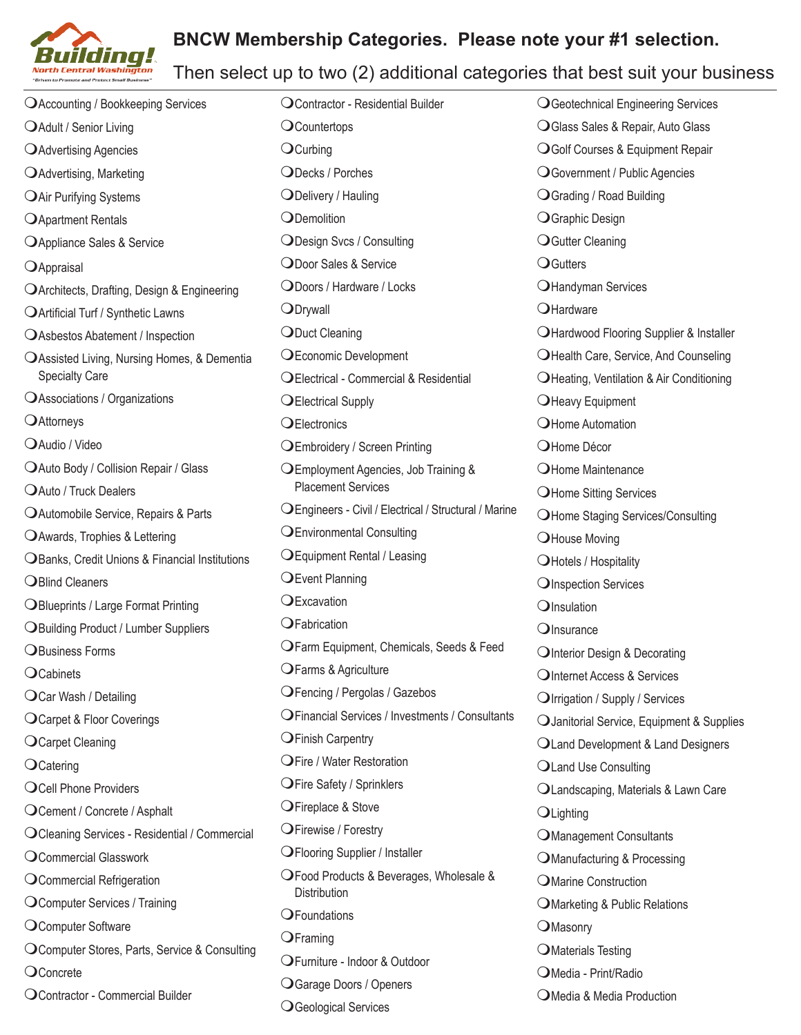# BNCW Membership Categories. Please note your #1 selection.

Then select up to two (2) additional categories that best suit your business

- ❍ Accounting / Bookkeeping Services
- ❍ Adult / Senior Living
- ❍ Advertising Agencies
- ❍ Advertising, Marketing
- ❍ Air Purifying Systems
- ❍ Apartment Rentals
- ❍ Appliance Sales & Service
- ❍ Appraisal
- ❍ Architects, Drafting, Design & Engineering
- ❍ Artificial Turf / Synthetic Lawns
- ❍ Asbestos Abatement / Inspection
- ❍ Assisted Living, Nursing Homes, & Dementia Specialty Care
- ❍ Associations / Organizations
- ❍ Attorneys
- ❍ Audio / Video
- ❍ Auto Body / Collision Repair / Glass
- ❍ Auto / Truck Dealers
- ❍ Automobile Service, Repairs & Parts
- ❍ Awards, Trophies & Lettering
- ❍ Banks, Credit Unions & Financial Institutions
- ❍ Blind Cleaners
- ❍ Blueprints / Large Format Printing
- ❍ Building Product / Lumber Suppliers
- ❍ Business Forms
- ❍ Cabinets
- ❍ Car Wash / Detailing
- ❍ Carpet & Floor Coverings
- ❍ Carpet Cleaning
- ❍ Catering
- ❍ Cell Phone Providers
- ❍ Cement / Concrete / Asphalt
- ❍ Cleaning Services - Residential / Commercial
- ❍ Commercial Glasswork
- ❍ Commercial Refrigeration
- ❍ Computer Services / Training
- ❍ Computer Software
- ❍ Computer Stores, Parts, Service & Consulting
- ❍ Concrete
- ❍ Contractor - Commercial Builder
- ❍ Contractor - Residential Builder
- ❍ Countertops
- ❍ Curbing
- ❍ Decks / Porches
- ❍ Delivery / Hauling
- ❍ Demolition
- ❍ Design Svcs / Consulting
- ❍ Door Sales & Service
- ❍ Doors / Hardware / Locks
- ❍ Drywall
- ❍ Duct Cleaning
- ❍ Economic Development
- ❍ Electrical - Commercial & Residential
- ❍ Electrical Supply
- ❍ Electronics
- ❍ Embroidery / Screen Printing
- ❍ Employment Agencies, Job Training & Placement Services
- ❍ Engineers - Civil / Electrical / Structural / Marine
- ❍ Environmental Consulting
- ❍ Equipment Rental / Leasing
- ❍ Event Planning
- ❍ Excavation
- ❍ Fabrication
- ❍ Farm Equipment, Chemicals, Seeds & Feed
- ❍ Farms & Agriculture
- ❍ Fencing / Pergolas / Gazebos
- ❍ Financial Services / Investments / Consultants
- ❍ Finish Carpentry
- ❍ Fire / Water Restoration
- ❍ Fire Safety / Sprinklers
- ❍ Fireplace & Stove
- ❍ Firewise / Forestry
- ❍ Flooring Supplier / Installer
- ❍ Food Products & Beverages, Wholesale & Distribution
- ❍ Foundations
- ❍ Framing
- ❍ Furniture - Indoor & Outdoor
- ❍ Garage Doors / Openers
- ❍ Geological Services
- ❍ Geotechnical Engineering Services
- ❍ Glass Sales & Repair, Auto Glass
- ❍ Golf Courses & Equipment Repair
- ❍ Government / Public Agencies
- ❍ Grading / Road Building
- ❍ Graphic Design
- ❍ Gutter Cleaning
- ❍ Gutters
- ❍ Handyman Services
- ❍ Hardware
- ❍ Hardwood Flooring Supplier & Installer
- ❍ Health Care, Service, And Counseling
- ❍ Heating, Ventilation & Air Conditioning
- ❍ Heavy Equipment
- ❍ Home Automation
- ❍ Home Décor
- ❍ Home Maintenance
- ❍ Home Sitting Services
- ❍ Home Staging Services/Consulting
- ❍ House Moving
- ❍ Hotels / Hospitality
- ❍ Inspection Services
- ❍ Insulation
- ❍ Insurance
- ❍ Interior Design & Decorating
- ❍ Internet Access & Services
- ❍ Irrigation / Supply / Services
- ❍ Janitorial Service, Equipment & Supplies
- ❍ Land Development & Land Designers
- ❍ Land Use Consulting
- ❍ Landscaping, Materials & Lawn Care
- ❍ Lighting
- ❍ Management Consultants
- ❍ Manufacturing & Processing
- ❍ Marine Construction
- ❍ Marketing & Public Relations
- ❍ Masonry
- ❍ Materials Testing
- ❍ Media - Print/Radio
- ❍ Media & Media Production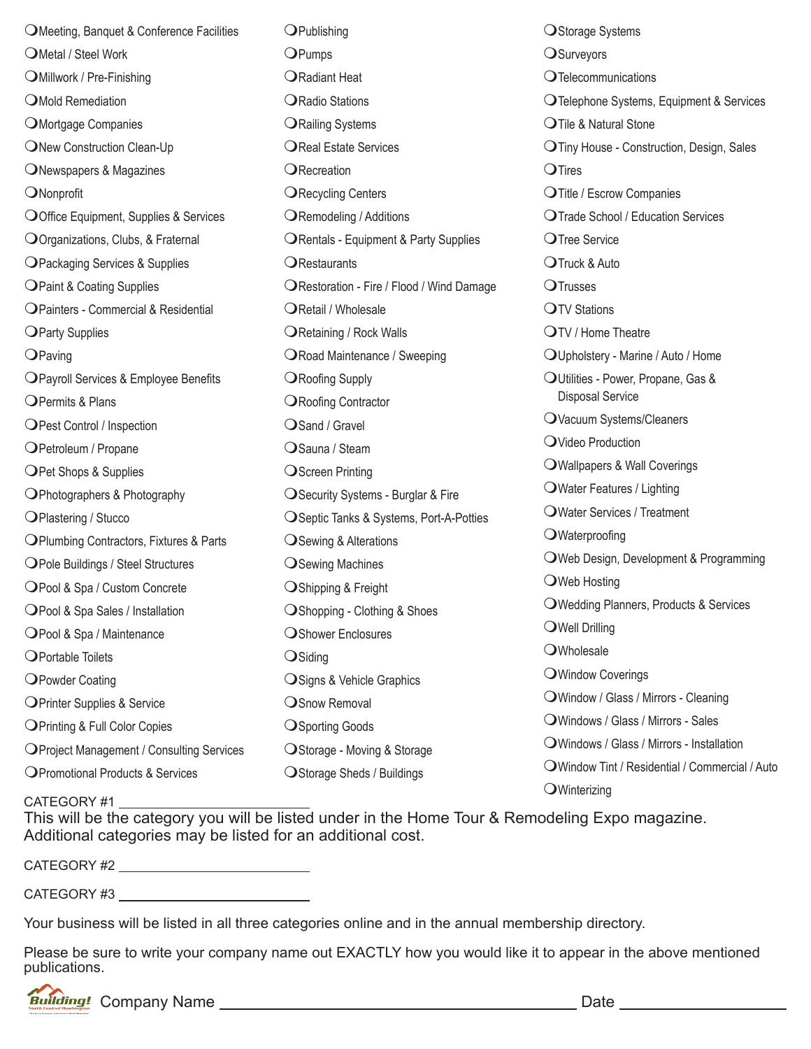- ❍ Meeting, Banquet & Conference Facilities
- ❍ Metal / Steel Work
- ❍ Millwork / Pre-Finishing
- ❍ Mold Remediation
- ❍ Mortgage Companies
- ❍ New Construction Clean-Up
- ❍ Newspapers & Magazines
- ❍ Nonprofit
- ❍ Office Equipment, Supplies & Services
- ❍ Organizations, Clubs, & Fraternal
- ❍ Packaging Services & Supplies
- ❍ Paint & Coating Supplies
- ❍ Painters - Commercial & Residential
- ❍ Party Supplies
- ❍ Paving
- ❍ Payroll Services & Employee Benefits
- ❍ Permits & Plans
- ❍ Pest Control / Inspection
- ❍ Petroleum / Propane
- ❍ Pet Shops & Supplies
- ❍ Photographers & Photography
- ❍ Plastering / Stucco
- ❍ Plumbing Contractors, Fixtures & Parts
- ❍ Pole Buildings / Steel Structures
- ❍ Pool & Spa / Custom Concrete
- ❍ Pool & Spa Sales / Installation
- ❍ Pool & Spa / Maintenance
- ❍ Portable Toilets
- ❍ Powder Coating
- ❍ Printer Supplies & Service
- ❍ Printing & Full Color Copies
- ❍ Project Management / Consulting Services
- ❍ Promotional Products & Services
- ❍ Publishing
- ❍ Pumps
- ❍ Radiant Heat
- ❍ Radio Stations
- ❍ Railing Systems
- ❍ Real Estate Services
- ❍ Recreation
- ❍ Recycling Centers
- ❍ Remodeling / Additions
- ❍ Rentals - Equipment & Party Supplies
- ❍ Restaurants
- ❍ Restoration - Fire / Flood / Wind Damage
- ❍ Retail / Wholesale
- ❍ Retaining / Rock Walls
- ❍ Road Maintenance / Sweeping
- ❍ Roofing Supply
- ❍ Roofing Contractor
- ❍ Sand / Gravel
- ❍ Sauna / Steam
- ❍ Screen Printing
- ❍ Security Systems - Burglar & Fire
- ❍ Septic Tanks & Systems, Port-A-Potties
- ❍ Sewing & Alterations
- ❍ Sewing Machines
- ❍ Shipping & Freight
- ❍ Shopping - Clothing & Shoes
- ❍ Shower Enclosures
- ❍ Siding
- ❍ Signs & Vehicle Graphics
- ❍ Snow Removal
- ❍ Sporting Goods
- ❍ Storage - Moving & Storage
- ❍ Storage Sheds / Buildings
- ❍ Storage Systems
- ❍ Surveyors
- ❍ Telecommunications
- ❍ Telephone Systems, Equipment & Services
- ❍ Tile & Natural Stone
- ❍ Tiny House - Construction, Design, Sales
- ❍ Tires
- ❍ Title / Escrow Companies
- ❍ Trade School / Education Services
- ❍ Tree Service
- ❍ Truck & Auto
- ❍ Trusses
- ❍ TV Stations
- ❍ TV / Home Theatre
- ❍ Upholstery - Marine / Auto / Home
- ❍ Utilities - Power, Propane, Gas & Disposal Service
- ❍ Vacuum Systems/Cleaners
- ❍ Video Production
- ❍ Wallpapers & Wall Coverings
- ❍ Water Features / Lighting
- ❍ Water Services / Treatment
- ❍ Waterproofing
- ❍ Web Design, Development & Programming
- ❍ Web Hosting
- ❍ Wedding Planners, Products & Services
- ❍ Well Drilling
- ❍ Wholesale
- ❍ Window Coverings
- ❍ Window / Glass / Mirrors - Cleaning
- ❍ Windows / Glass / Mirrors - Sales
- ❍ Windows / Glass / Mirrors - Installation
- ❍ Window Tint / Residential / Commercial / Auto
- ❍ Winterizing

CATEGORY #1 ______________________

This will be the category you will be listed under in the Home Tour & Remodeling Expo magazine. Additional categories may be listed for an additional cost.

CATEGORY #2 ______________________

CATEGORY #3 ______________________

Your business will be listed in all three categories online and in the annual membership directory.

Please be sure to write your company name out EXACTLY how you would like it to appear in the above mentioned publications.

Building! North Central Washington Company Name ________________________________ Date ________________